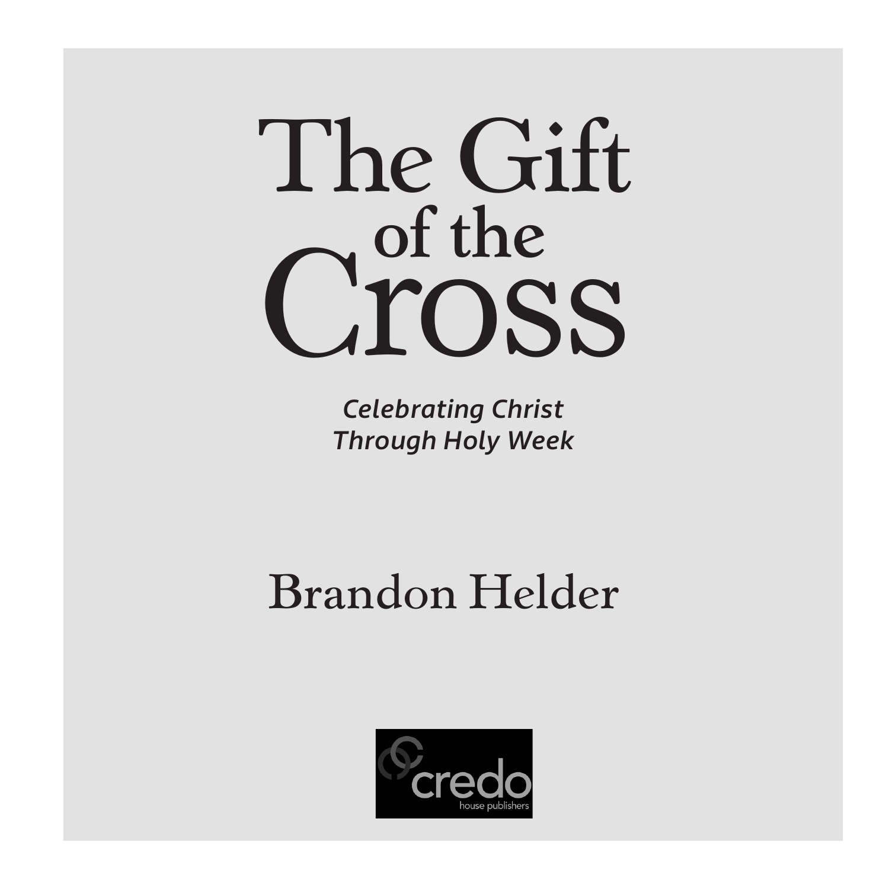# The Gift of the Cross

*Celebrating Christ Through Holy Week*

Brandon Helder

credo house publishers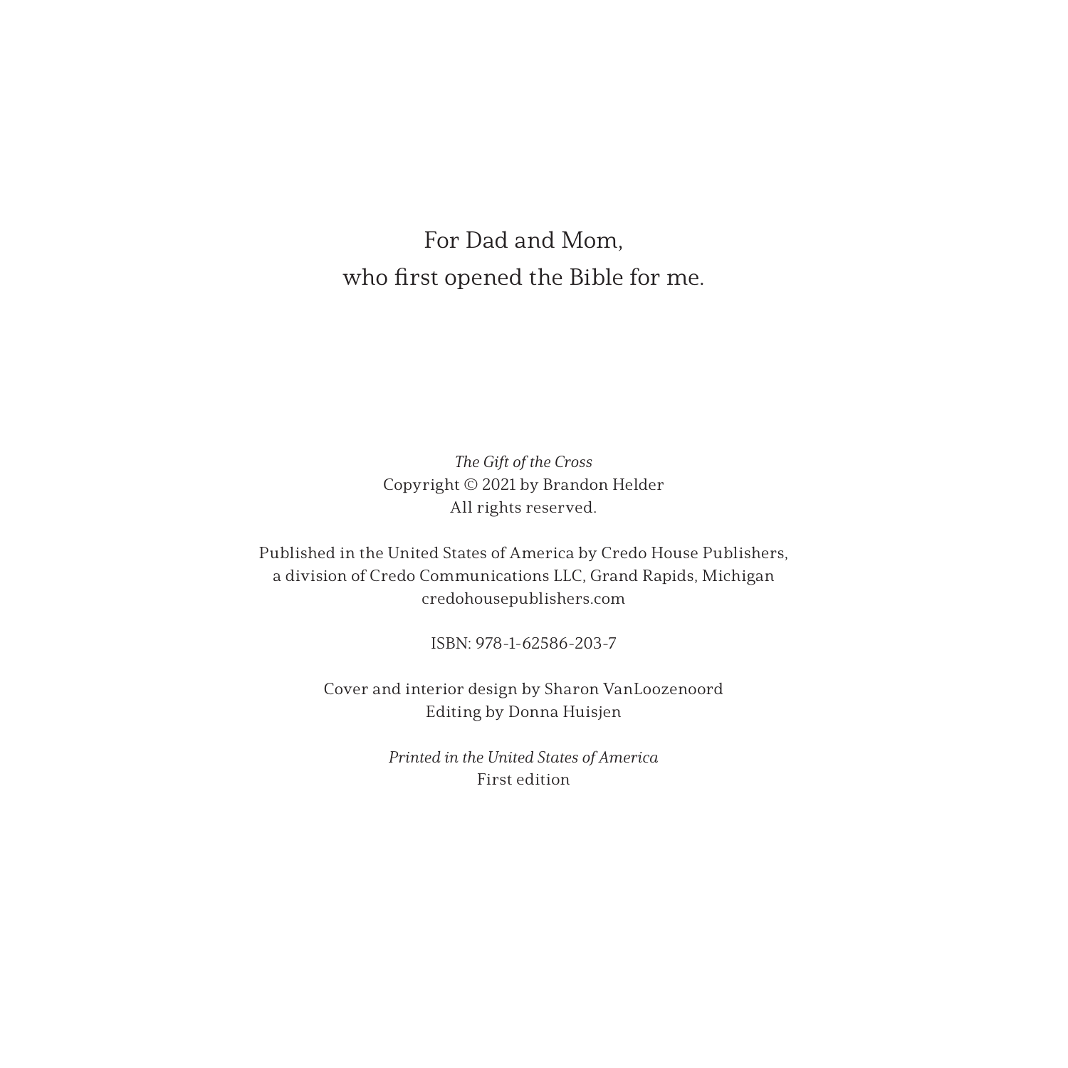For Dad and Mom,
who first opened the Bible for me.

*The Gift of the Cross*
Copyright © 2021 by Brandon Helder
All rights reserved.

Published in the United States of America by Credo House Publishers,
a division of Credo Communications LLC, Grand Rapids, Michigan
credohousepublishers.com

ISBN: 978-1-62586-203-7

Cover and interior design by Sharon VanLoozenoord
Editing by Donna Huisjen

*Printed in the United States of America*
First edition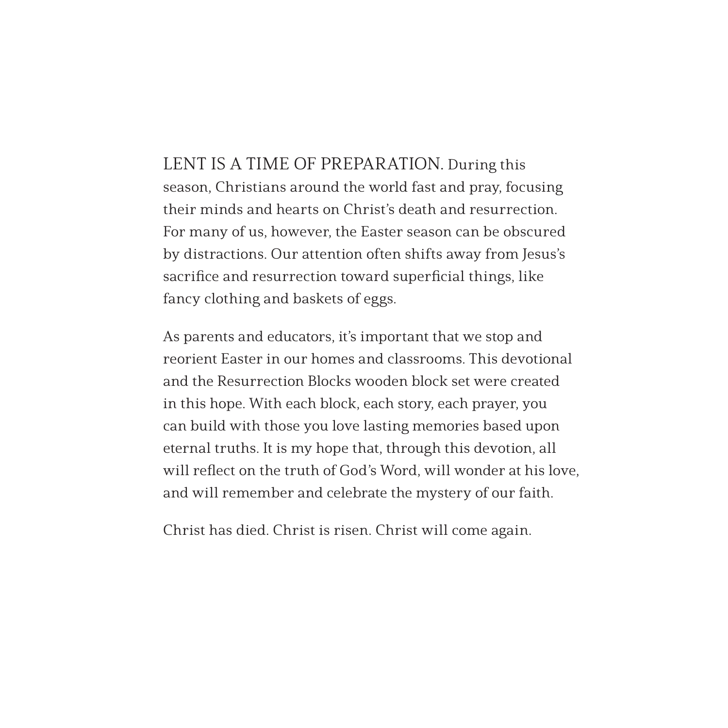LENT IS A TIME OF PREPARATION. During this season, Christians around the world fast and pray, focusing their minds and hearts on Christ's death and resurrection. For many of us, however, the Easter season can be obscured by distractions. Our attention often shifts away from Jesus's sacrifice and resurrection toward superficial things, like fancy clothing and baskets of eggs.

As parents and educators, it's important that we stop and reorient Easter in our homes and classrooms. This devotional and the Resurrection Blocks wooden block set were created in this hope. With each block, each story, each prayer, you can build with those you love lasting memories based upon eternal truths. It is my hope that, through this devotion, all will reflect on the truth of God's Word, will wonder at his love, and will remember and celebrate the mystery of our faith.

Christ has died. Christ is risen. Christ will come again.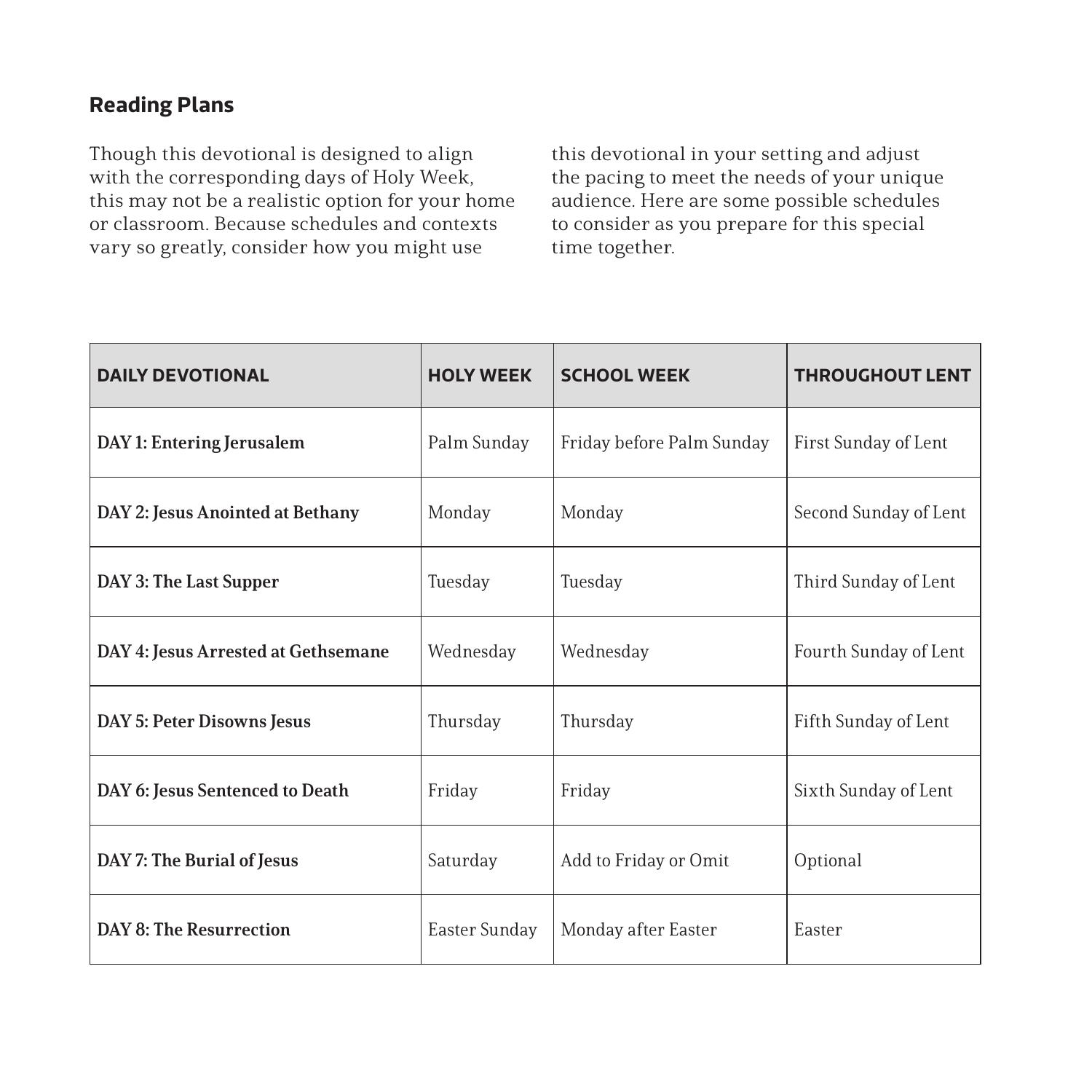## Reading Plans

Though this devotional is designed to align with the corresponding days of Holy Week, this may not be a realistic option for your home or classroom. Because schedules and contexts vary so greatly, consider how you might use this devotional in your setting and adjust the pacing to meet the needs of your unique audience. Here are some possible schedules to consider as you prepare for this special time together.

| DAILY DEVOTIONAL | HOLY WEEK | SCHOOL WEEK | THROUGHOUT LENT |
|---|---|---|---|
| **DAY 1: Entering Jerusalem** | Palm Sunday | Friday before Palm Sunday | First Sunday of Lent |
| **DAY 2: Jesus Anointed at Bethany** | Monday | Monday | Second Sunday of Lent |
| **DAY 3: The Last Supper** | Tuesday | Tuesday | Third Sunday of Lent |
| **DAY 4: Jesus Arrested at Gethsemane** | Wednesday | Wednesday | Fourth Sunday of Lent |
| **DAY 5: Peter Disowns Jesus** | Thursday | Thursday | Fifth Sunday of Lent |
| **DAY 6: Jesus Sentenced to Death** | Friday | Friday | Sixth Sunday of Lent |
| **DAY 7: The Burial of Jesus** | Saturday | Add to Friday or Omit | Optional |
| **DAY 8: The Resurrection** | Easter Sunday | Monday after Easter | Easter |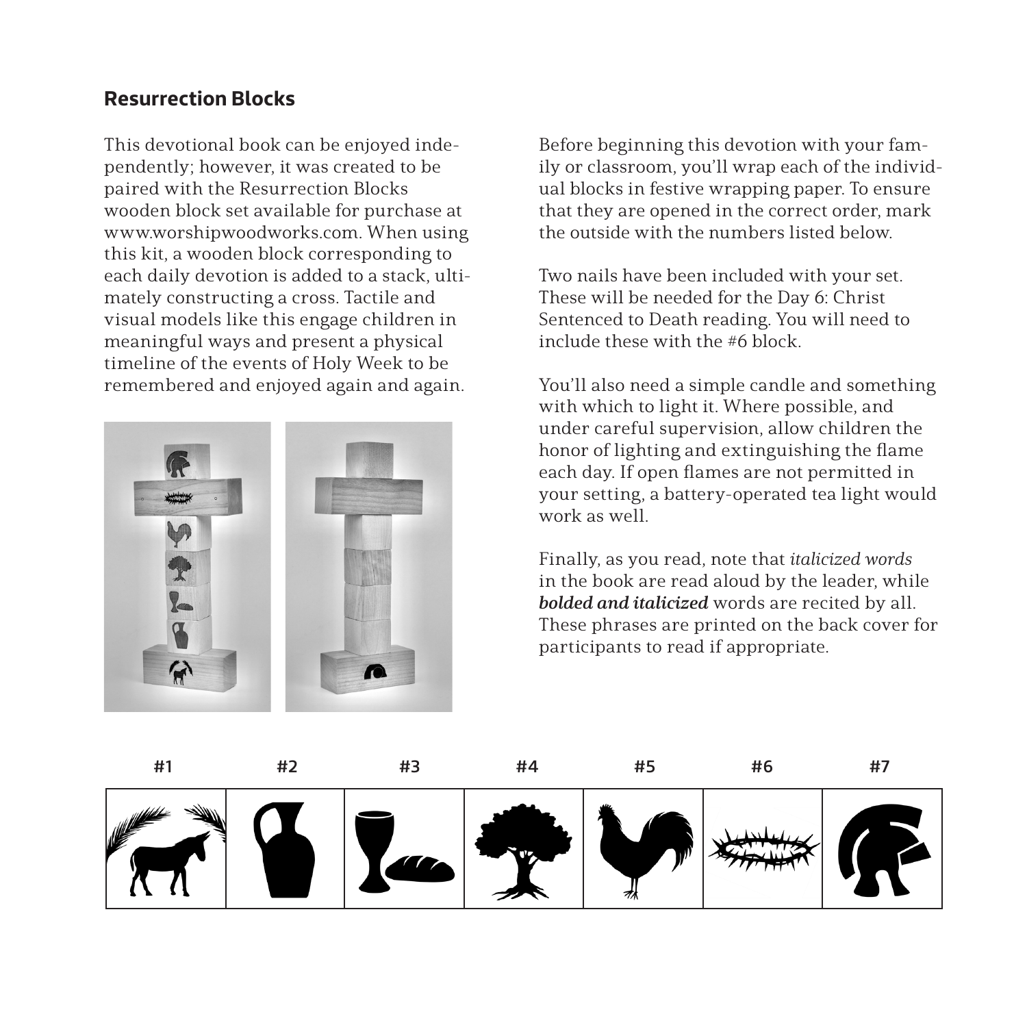## Resurrection Blocks

This devotional book can be enjoyed independently; however, it was created to be paired with the Resurrection Blocks wooden block set available for purchase at www.worshipwoodworks.com. When using this kit, a wooden block corresponding to each daily devotion is added to a stack, ultimately constructing a cross. Tactile and visual models like this engage children in meaningful ways and present a physical timeline of the events of Holy Week to be remembered and enjoyed again and again.

Before beginning this devotion with your family or classroom, you'll wrap each of the individual blocks in festive wrapping paper. To ensure that they are opened in the correct order, mark the outside with the numbers listed below.

Two nails have been included with your set. These will be needed for the Day 6: Christ Sentenced to Death reading. You will need to include these with the #6 block.

You'll also need a simple candle and something with which to light it. Where possible, and under careful supervision, allow children the honor of lighting and extinguishing the flame each day. If open flames are not permitted in your setting, a battery-operated tea light would work as well.

Finally, as you read, note that *italicized words* in the book are read aloud by the leader, while ***bolded and italicized*** words are recited by all. These phrases are printed on the back cover for participants to read if appropriate.

| #1 | #2 | #3 | #4 | #5 | #6 | #7 |
|---|---|---|---|---|---|---|
| | | | | | | |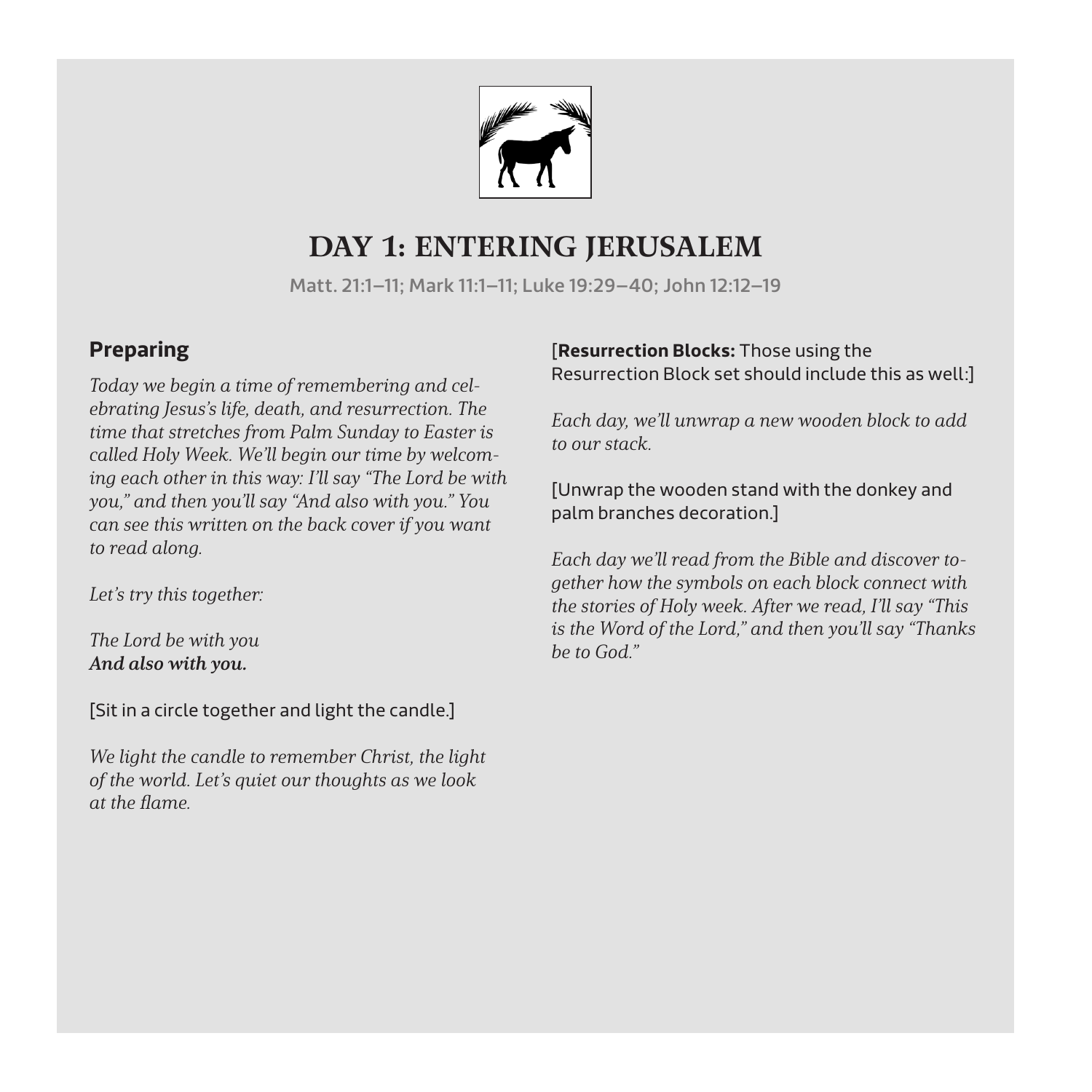# DAY 1: ENTERING JERUSALEM

Matt. 21:1–11; Mark 11:1–11; Luke 19:29–40; John 12:12–19

## Preparing

*Today we begin a time of remembering and celebrating Jesus's life, death, and resurrection. The time that stretches from Palm Sunday to Easter is called Holy Week. We'll begin our time by welcoming each other in this way: I'll say "The Lord be with you," and then you'll say "And also with you." You can see this written on the back cover if you want to read along.*

*Let's try this together:*

*The Lord be with you*
***And also with you.***

[Sit in a circle together and light the candle.]

*We light the candle to remember Christ, the light of the world. Let's quiet our thoughts as we look at the flame.*

[**Resurrection Blocks:** Those using the Resurrection Block set should include this as well:]

*Each day, we'll unwrap a new wooden block to add to our stack.*

[Unwrap the wooden stand with the donkey and palm branches decoration.]

*Each day we'll read from the Bible and discover together how the symbols on each block connect with the stories of Holy week. After we read, I'll say "This is the Word of the Lord," and then you'll say "Thanks be to God."*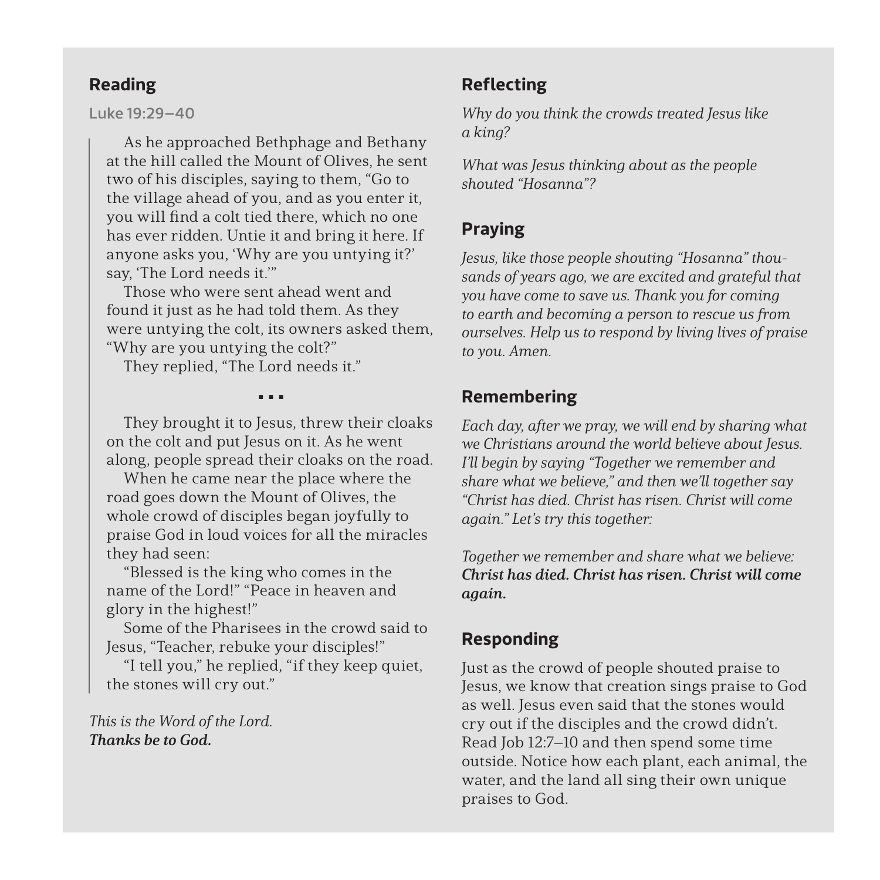## Reading

Luke 19:29–40

As he approached Bethphage and Bethany at the hill called the Mount of Olives, he sent two of his disciples, saying to them, "Go to the village ahead of you, and as you enter it, you will find a colt tied there, which no one has ever ridden. Untie it and bring it here. If anyone asks you, 'Why are you untying it?' say, 'The Lord needs it.'"

Those who were sent ahead went and found it just as he had told them. As they were untying the colt, its owners asked them, "Why are you untying the colt?"

They replied, "The Lord needs it."

▪ ▪ ▪

They brought it to Jesus, threw their cloaks on the colt and put Jesus on it. As he went along, people spread their cloaks on the road.

When he came near the place where the road goes down the Mount of Olives, the whole crowd of disciples began joyfully to praise God in loud voices for all the miracles they had seen:

"Blessed is the king who comes in the name of the Lord!" "Peace in heaven and glory in the highest!"

Some of the Pharisees in the crowd said to Jesus, "Teacher, rebuke your disciples!"

"I tell you," he replied, "if they keep quiet, the stones will cry out."

*This is the Word of the Lord.*
***Thanks be to God.***

## Reflecting

*Why do you think the crowds treated Jesus like a king?*

*What was Jesus thinking about as the people shouted "Hosanna"?*

## Praying

*Jesus, like those people shouting "Hosanna" thousands of years ago, we are excited and grateful that you have come to save us. Thank you for coming to earth and becoming a person to rescue us from ourselves. Help us to respond by living lives of praise to you. Amen.*

## Remembering

*Each day, after we pray, we will end by sharing what we Christians around the world believe about Jesus. I'll begin by saying "Together we remember and share what we believe," and then we'll together say "Christ has died. Christ has risen. Christ will come again." Let's try this together:*

*Together we remember and share what we believe:*
***Christ has died. Christ has risen. Christ will come again.***

## Responding

Just as the crowd of people shouted praise to Jesus, we know that creation sings praise to God as well. Jesus even said that the stones would cry out if the disciples and the crowd didn't. Read Job 12:7–10 and then spend some time outside. Notice how each plant, each animal, the water, and the land all sing their own unique praises to God.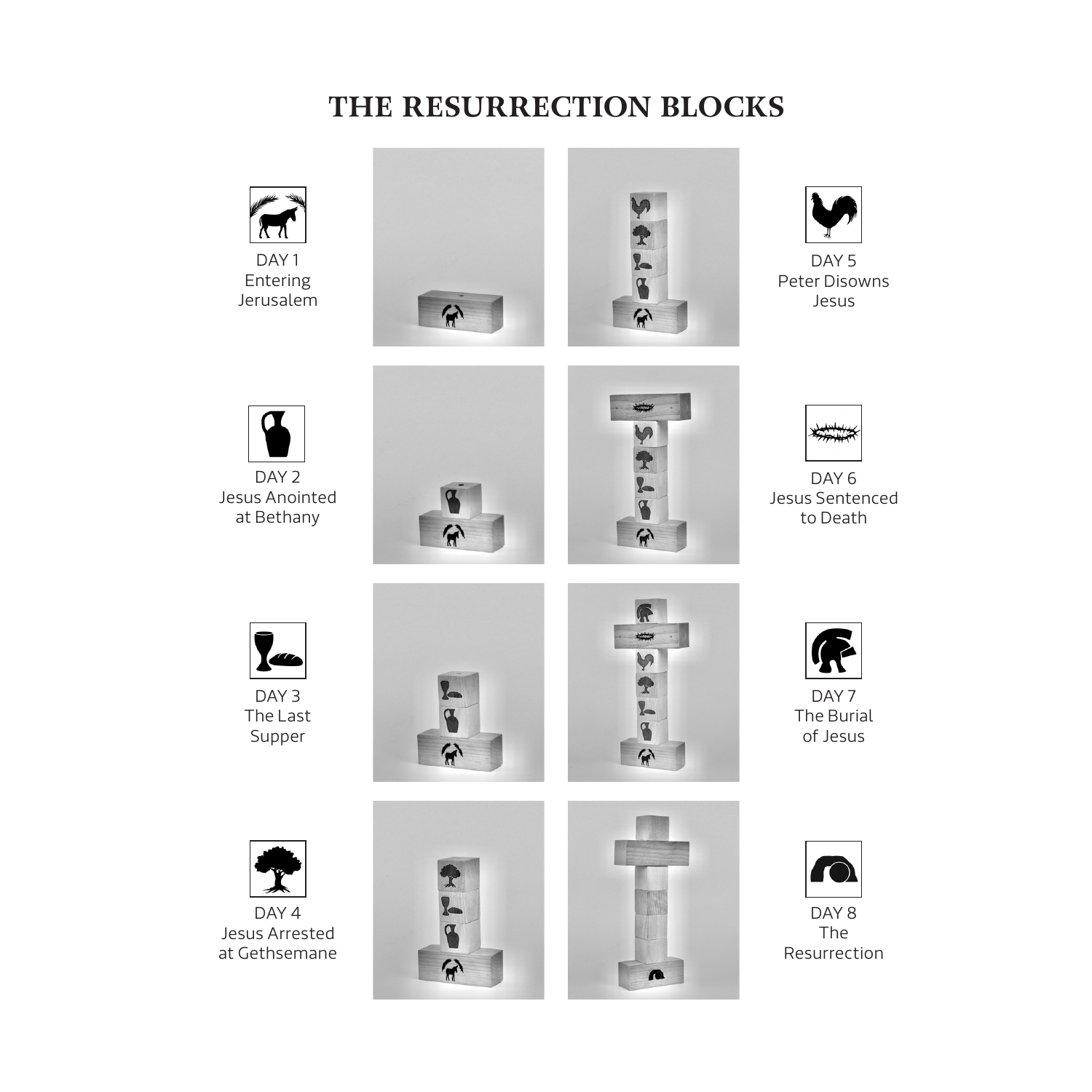# THE RESURRECTION BLOCKS

DAY 1
Entering
Jerusalem

DAY 2
Jesus Anointed
at Bethany

DAY 3
The Last
Supper

DAY 4
Jesus Arrested
at Gethsemane

DAY 5
Peter Disowns
Jesus

DAY 6
Jesus Sentenced
to Death

DAY 7
The Burial
of Jesus

DAY 8
The
Resurrection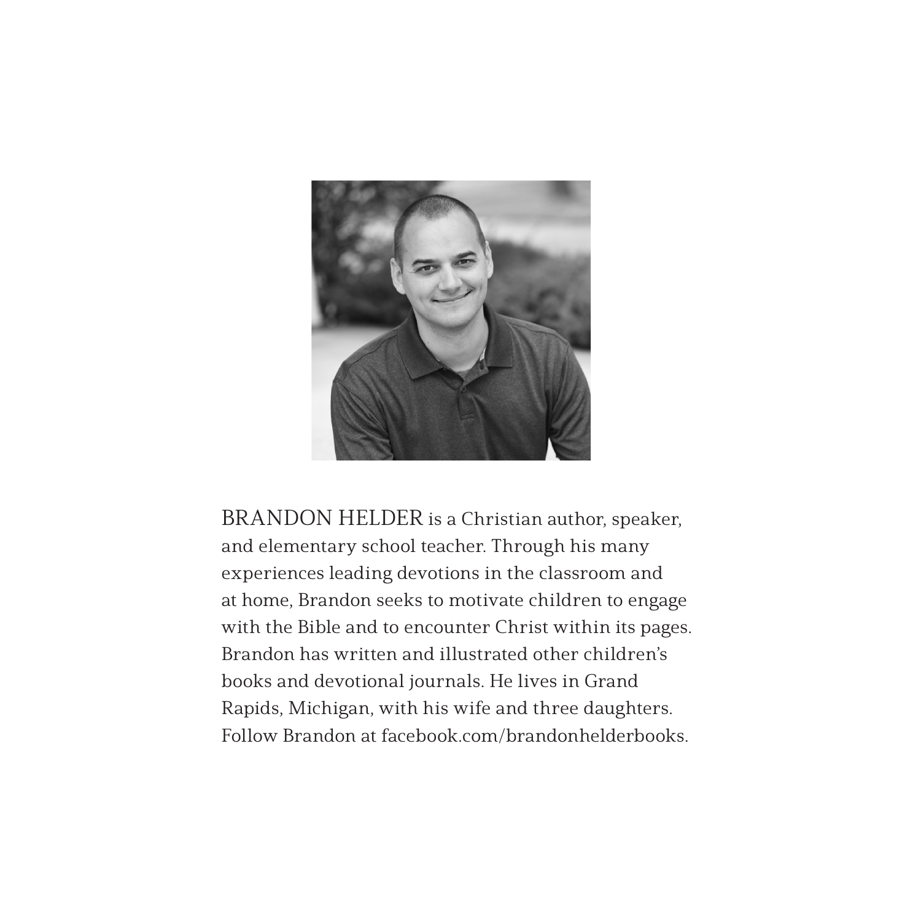BRANDON HELDER is a Christian author, speaker, and elementary school teacher. Through his many experiences leading devotions in the classroom and at home, Brandon seeks to motivate children to engage with the Bible and to encounter Christ within its pages. Brandon has written and illustrated other children's books and devotional journals. He lives in Grand Rapids, Michigan, with his wife and three daughters. Follow Brandon at facebook.com/brandonhelderbooks.